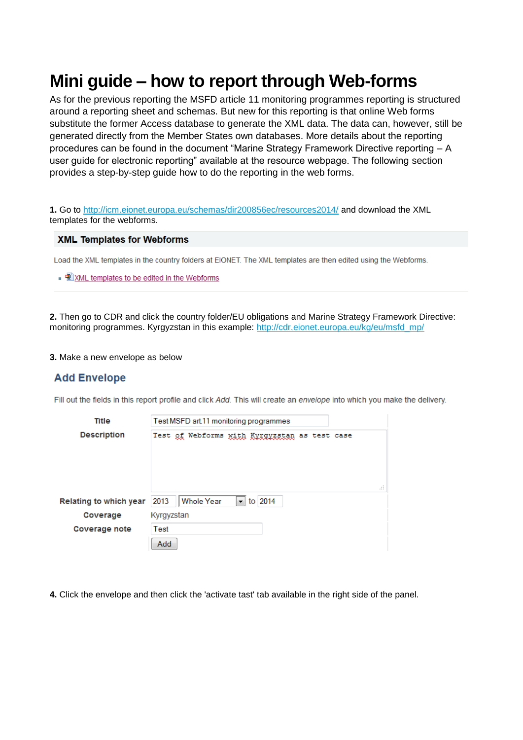# Mini guide – how to report through Web-forms

As for the previous reporting the MSFD article 11 monitoring programmes reporting is structured around a reporting sheet and schemas. But new for this reporting is that online Web forms substitute the former Access database to generate the XML data. The data can, however, still be generated directly from the Member States own databases. More details about the reporting procedures can be found in the document "Marine Strategy Framework Directive reporting – A user guide for electronic reporting" available at the resource webpage. The following section provides a step-by-step guide how to do the reporting in the web forms.

**1.** Go to http://icm.eionet.europa.eu/schemas/dir200856ec/resources2014/ and download the XML templates for the webforms.

**XML Templates for Webforms**

Load the XML templates in the country folders at EIONET. The XML templates are then edited using the Webforms.

- XML templates to be edited in the Webforms

**2.** Then go to CDR and click the country folder/EU obligations and Marine Strategy Framework Directive: monitoring programmes. Kyrgyzstan in this example: http://cdr.eionet.europa.eu/kg/eu/msfd_mp/

**3.** Make a new envelope as below

## Add Envelope

Fill out the fields in this report profile and click *Add*. This will create an *envelope* into which you make the delivery.

| | |
|---|---|
| **Title** | Test MSFD art.11 monitoring programmes |
| **Description** | Test of Webforms with Kyrgyzstan as test case |
| **Relating to which year** | 2013 Whole Year to 2014 |
| **Coverage** | Kyrgyzstan |
| **Coverage note** | Test |
| | Add |

**4.** Click the envelope and then click the 'activate tast' tab available in the right side of the panel.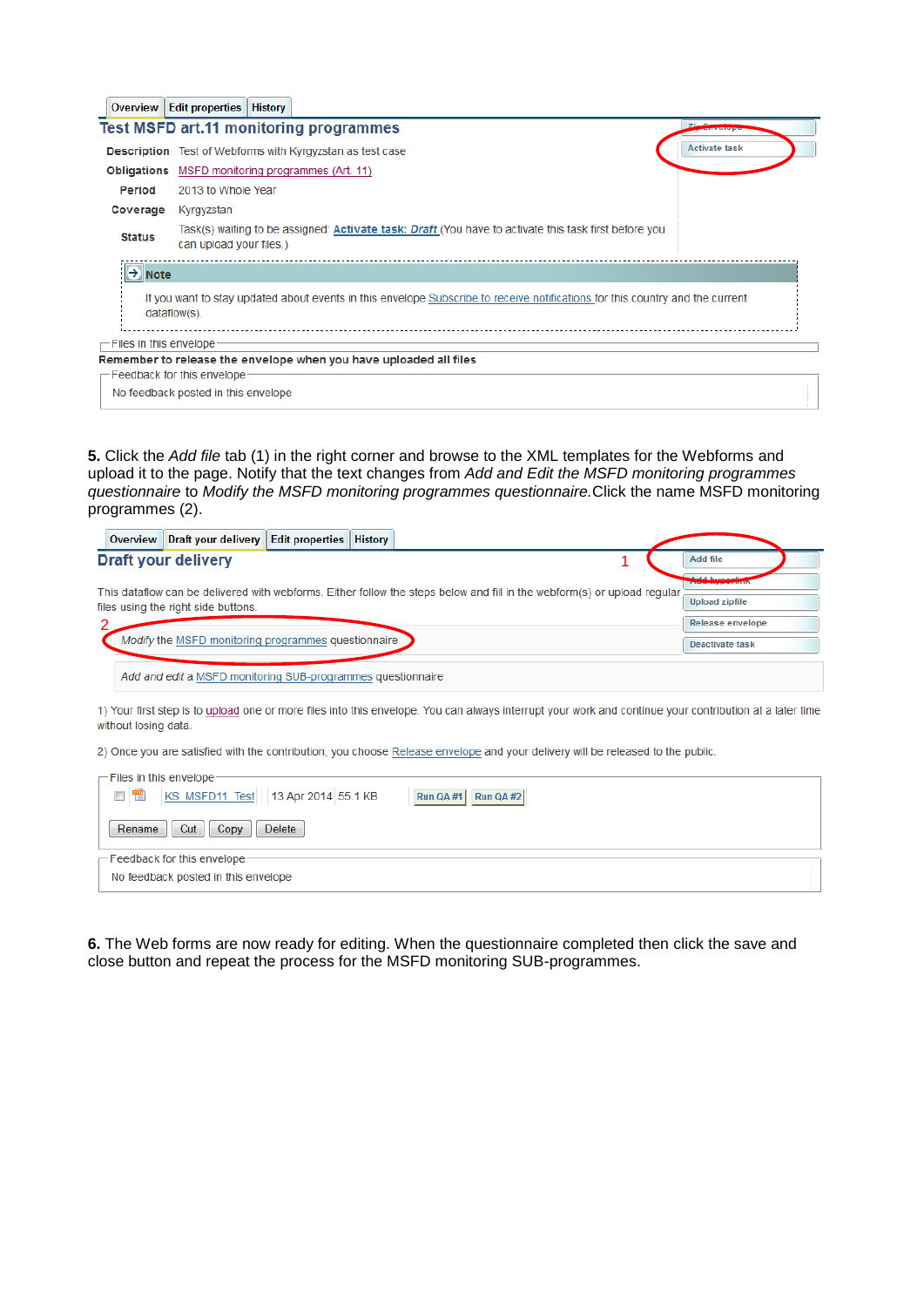Overview | Edit properties | History

## Test MSFD art.11 monitoring programmes

| | |
|---|---|
| **Description** | Test of Webforms with Kyrgyzstan as test case |
| **Obligations** | MSFD monitoring programmes (Art. 11) |
| **Period** | 2013 to Whole Year |
| **Coverage** | Kyrgyzstan |
| **Status** | Task(s) waiting to be assigned: **Activate task: *Draft*** (You have to activate this task first before you can upload your files.) |

Zip Envelope

Activate task

**Note**

If you want to stay updated about events in this envelope Subscribe to receive notifications for this country and the current dataflow(s).

Files in this envelope

**Remember to release the envelope when you have uploaded all files**

Feedback for this envelope

No feedback posted in this envelope

**5.** Click the *Add file* tab (1) in the right corner and browse to the XML templates for the Webforms and upload it to the page. Notify that the text changes from *Add and Edit the MSFD monitoring programmes questionnaire* to *Modify the MSFD monitoring programmes questionnaire.* Click the name MSFD monitoring programmes (2).

Overview | Draft your delivery | Edit properties | History

## Draft your delivery

1

Add file

Add hyperlink

Upload zipfile

Release envelope

Deactivate task

This dataflow can be delivered with webforms. Either follow the steps below and fill in the webform(s) or upload regular files using the right side buttons.

2

*Modify* the MSFD monitoring programmes questionnaire

*Add and edit a* MSFD monitoring SUB-programmes questionnaire

1) Your first step is to upload one or more files into this envelope. You can always interrupt your work and continue your contribution at a later time without losing data.

2) Once you are satisfied with the contribution, you choose Release envelope and your delivery will be released to the public.

Files in this envelope

| | | | | |
|---|---|---|---|---|
| KS_MSFD11_Test | 13 Apr 2014 | 55.1 KB | Run QA #1 | Run QA #2 |

Rename | Cut | Copy | Delete

Feedback for this envelope

No feedback posted in this envelope

**6.** The Web forms are now ready for editing. When the questionnaire completed then click the save and close button and repeat the process for the MSFD monitoring SUB-programmes.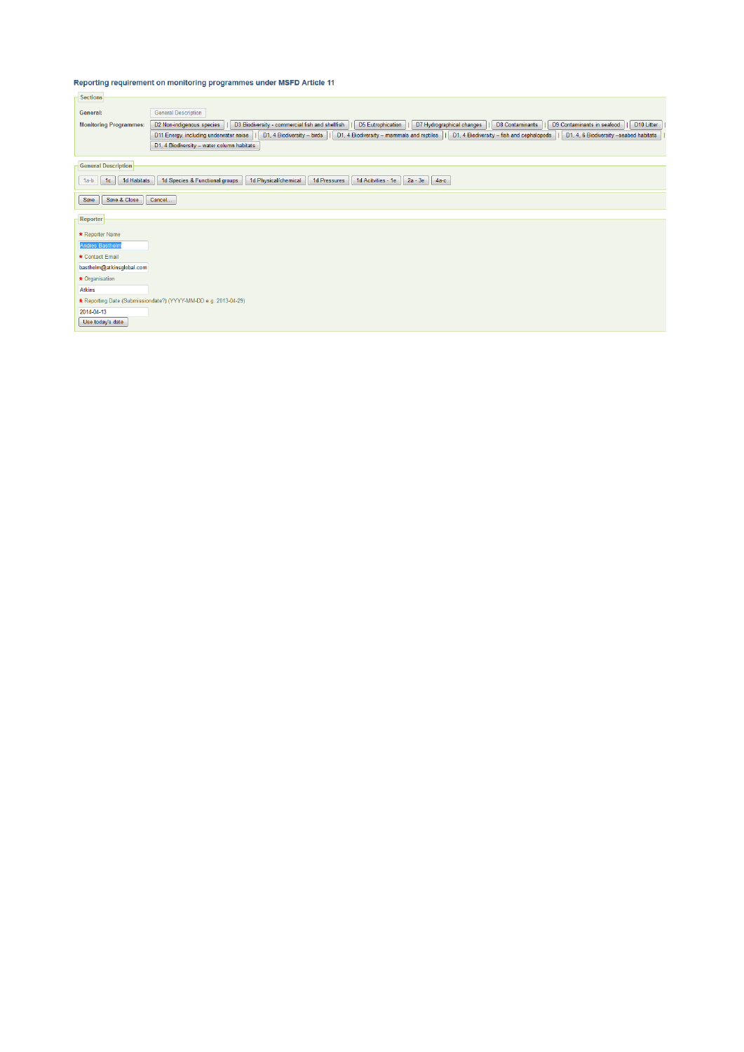**Reporting requirement on monitoring programmes under MSFD Article 11**

Sections

General: General Description

Monitoring Programmes: D2 Non-indigenous species | D3 Biodiversity - commercial fish and shellfish | D5 Eutrophication | D7 Hydrographical changes | D8 Contaminants | D9 Contaminants in seafood | D10 Litter | D11 Energy, including underwater noise | D1, 4 Biodiversity – birds | D1, 4 Biodiversity – mammals and reptiles | D1, 4 Biodiversity – fish and cephalopods | D1, 4, 6 Biodiversity –seabed habitats | D1, 4 Biodiversity – water column habitats

General Description

1a-b | 1c | 1d Habitats | 1d Species & Functional groups | 1d Physical/chemical | 1d Pressures | 1d Activities - 1e | 2a - 3e | 4a-c

Save | Save & Close | Cancel...

Reporter

\* Reporter Name

Andrea Bastholm

\* Contact Email

bastholm@atkinsglobal.com

\* Organisation

Atkins

\* Reporting Date (Submissiondate?) (YYYY-MM-DD e.g. 2013-04-29)

2014-04-13

Use today's date